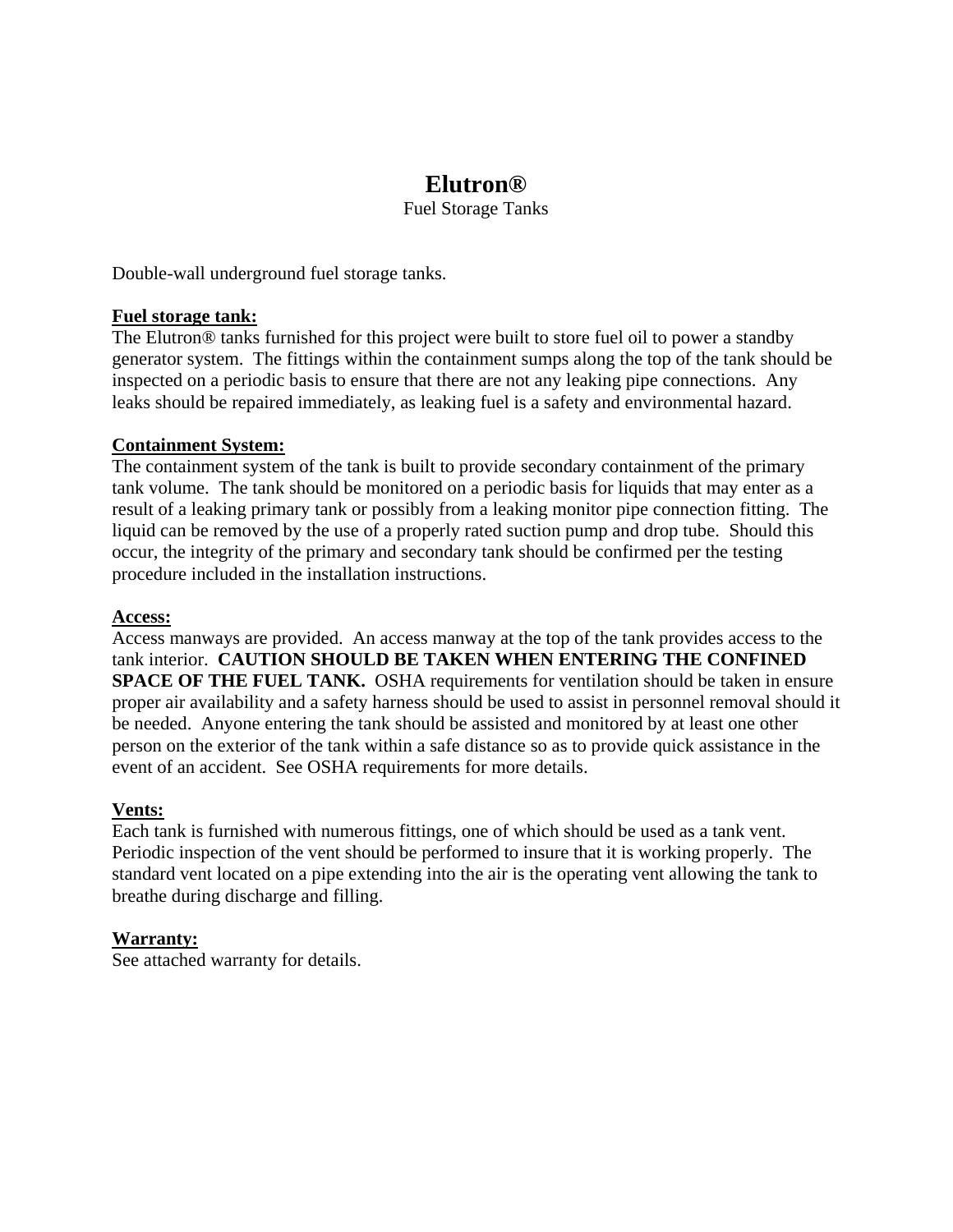# Elutron®

Fuel Storage Tanks

Double-wall underground fuel storage tanks.

**Fuel storage tank:**

The Elutron® tanks furnished for this project were built to store fuel oil to power a standby generator system. The fittings within the containment sumps along the top of the tank should be inspected on a periodic basis to ensure that there are not any leaking pipe connections. Any leaks should be repaired immediately, as leaking fuel is a safety and environmental hazard.

**Containment System:**

The containment system of the tank is built to provide secondary containment of the primary tank volume. The tank should be monitored on a periodic basis for liquids that may enter as a result of a leaking primary tank or possibly from a leaking monitor pipe connection fitting. The liquid can be removed by the use of a properly rated suction pump and drop tube. Should this occur, the integrity of the primary and secondary tank should be confirmed per the testing procedure included in the installation instructions.

**Access:**

Access manways are provided. An access manway at the top of the tank provides access to the tank interior. **CAUTION SHOULD BE TAKEN WHEN ENTERING THE CONFINED SPACE OF THE FUEL TANK.** OSHA requirements for ventilation should be taken in ensure proper air availability and a safety harness should be used to assist in personnel removal should it be needed. Anyone entering the tank should be assisted and monitored by at least one other person on the exterior of the tank within a safe distance so as to provide quick assistance in the event of an accident. See OSHA requirements for more details.

**Vents:**

Each tank is furnished with numerous fittings, one of which should be used as a tank vent. Periodic inspection of the vent should be performed to insure that it is working properly. The standard vent located on a pipe extending into the air is the operating vent allowing the tank to breathe during discharge and filling.

**Warranty:**

See attached warranty for details.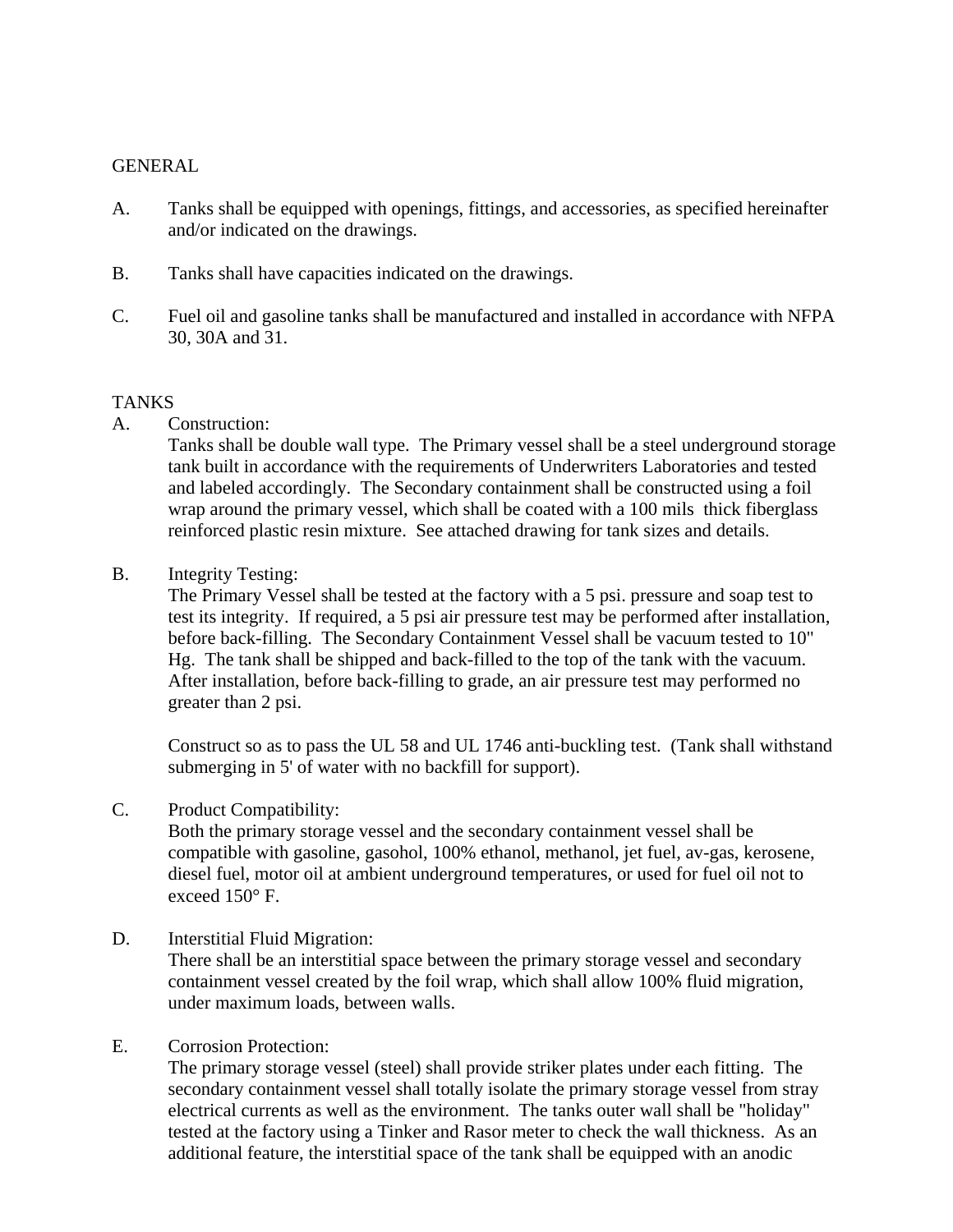## GENERAL

A. Tanks shall be equipped with openings, fittings, and accessories, as specified hereinafter and/or indicated on the drawings.

B. Tanks shall have capacities indicated on the drawings.

C. Fuel oil and gasoline tanks shall be manufactured and installed in accordance with NFPA 30, 30A and 31.

## TANKS

A. Construction:
Tanks shall be double wall type. The Primary vessel shall be a steel underground storage tank built in accordance with the requirements of Underwriters Laboratories and tested and labeled accordingly. The Secondary containment shall be constructed using a foil wrap around the primary vessel, which shall be coated with a 100 mils thick fiberglass reinforced plastic resin mixture. See attached drawing for tank sizes and details.

B. Integrity Testing:
The Primary Vessel shall be tested at the factory with a 5 psi. pressure and soap test to test its integrity. If required, a 5 psi air pressure test may be performed after installation, before back-filling. The Secondary Containment Vessel shall be vacuum tested to 10" Hg. The tank shall be shipped and back-filled to the top of the tank with the vacuum. After installation, before back-filling to grade, an air pressure test may performed no greater than 2 psi.

Construct so as to pass the UL 58 and UL 1746 anti-buckling test. (Tank shall withstand submerging in 5' of water with no backfill for support).

C. Product Compatibility:
Both the primary storage vessel and the secondary containment vessel shall be compatible with gasoline, gasohol, 100% ethanol, methanol, jet fuel, av-gas, kerosene, diesel fuel, motor oil at ambient underground temperatures, or used for fuel oil not to exceed 150° F.

D. Interstitial Fluid Migration:
There shall be an interstitial space between the primary storage vessel and secondary containment vessel created by the foil wrap, which shall allow 100% fluid migration, under maximum loads, between walls.

E. Corrosion Protection:
The primary storage vessel (steel) shall provide striker plates under each fitting. The secondary containment vessel shall totally isolate the primary storage vessel from stray electrical currents as well as the environment. The tanks outer wall shall be "holiday" tested at the factory using a Tinker and Rasor meter to check the wall thickness. As an additional feature, the interstitial space of the tank shall be equipped with an anodic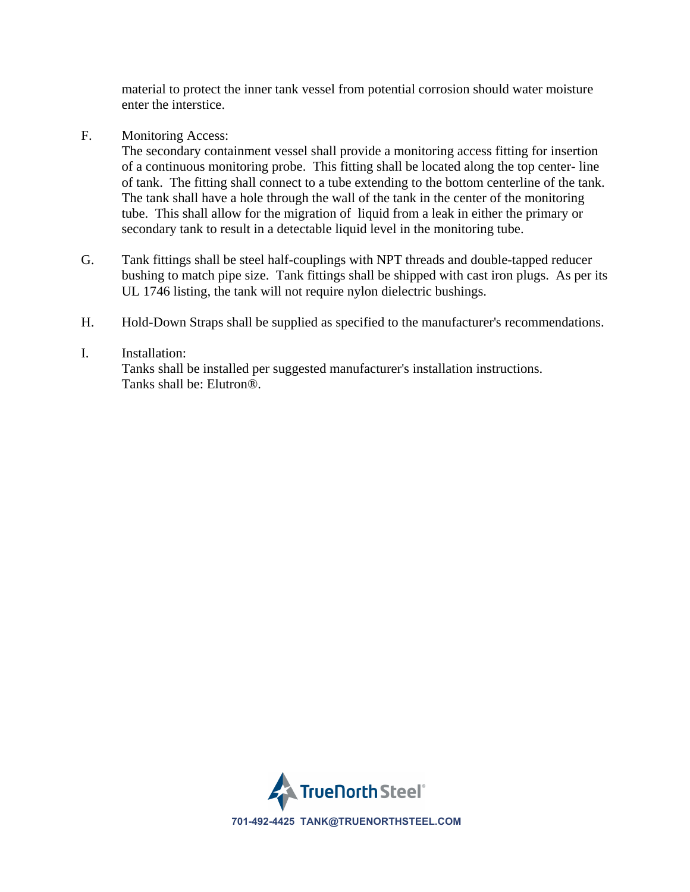material to protect the inner tank vessel from potential corrosion should water moisture enter the interstice.

F. Monitoring Access:
The secondary containment vessel shall provide a monitoring access fitting for insertion of a continuous monitoring probe. This fitting shall be located along the top center- line of tank. The fitting shall connect to a tube extending to the bottom centerline of the tank. The tank shall have a hole through the wall of the tank in the center of the monitoring tube. This shall allow for the migration of liquid from a leak in either the primary or secondary tank to result in a detectable liquid level in the monitoring tube.

G. Tank fittings shall be steel half-couplings with NPT threads and double-tapped reducer bushing to match pipe size. Tank fittings shall be shipped with cast iron plugs. As per its UL 1746 listing, the tank will not require nylon dielectric bushings.

H. Hold-Down Straps shall be supplied as specified to the manufacturer's recommendations.

I. Installation:
Tanks shall be installed per suggested manufacturer's installation instructions.
Tanks shall be: Elutron®.

TrueNorth Steel®

701-492-4425 TANK@TRUENORTHSTEEL.COM